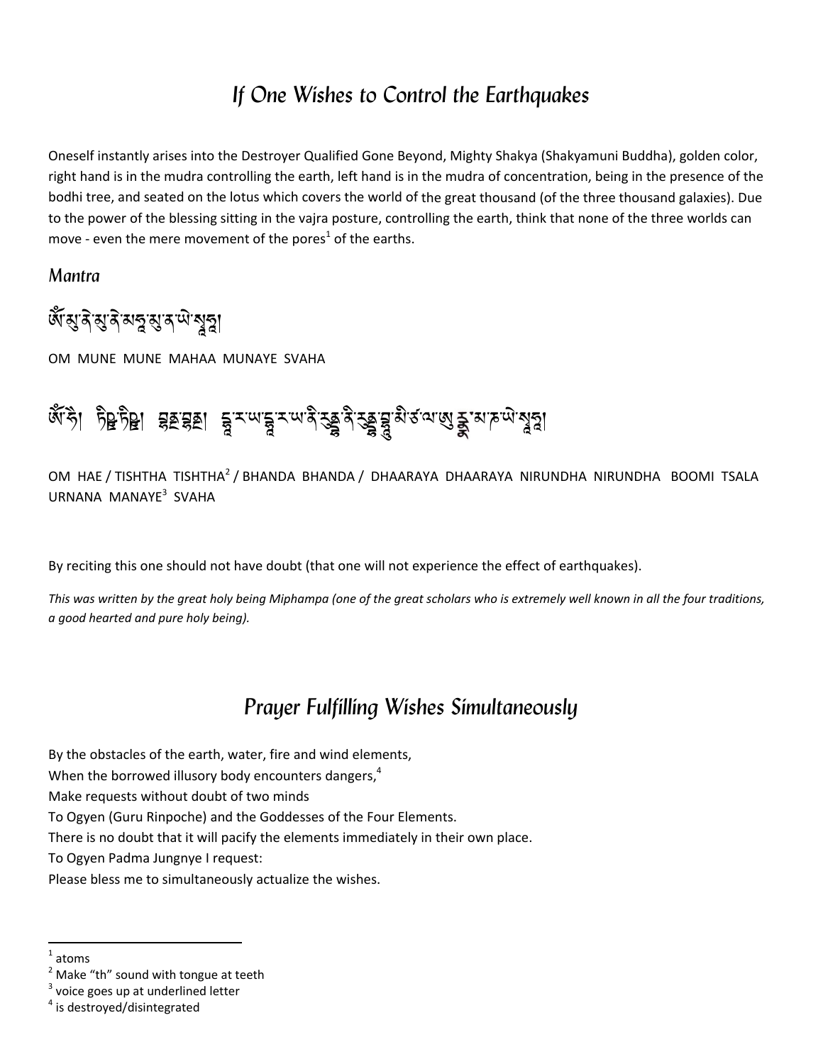# If One Wishes to Control the Earthquakes

Oneself instantly arises into the Destroyer Qualified Gone Beyond, Mighty Shakya (Shakyamuni Buddha), golden color, right hand is in the mudra controlling the earth, left hand is in the mudra of concentration, being in the presence of the bodhi tree, and seated on the lotus which covers the world of the great thousand (of the three thousand galaxies). Due to the power of the blessing sitting in the vajra posture, controlling the earth, think that none of the three worlds can move - even the mere movement of the pores[1] of the earths.

## Mantra

ཨོཾ་མུ་ནེ་མུ་ནེ་མཧཱ་མུ་ན་ཡེ་སྭཱ་ཧཱ།

OM MUNE MUNE MAHAA MUNAYE SVAHA

ཨོཾ་ཧེ། ཏིཥྛ་ཏིཥྛ། བནྡྷ་བནྡྷ། དྷཱ་ར་ཡ་དྷཱ་ར་ཡ་ནི་རུནྡྷ་ནི་རུནྡྷ་བྷཱུ་མི་ཙ་ལ་ཨུ་རྞ་མ་ཎ་ཡེ་སྭཱ་ཧཱ།

OM HAE / TISHTHA TISHTHA[2] / BHANDA BHANDA / DHAARAYA DHAARAYA NIRUNDHA NIRUNDHA BOOMI TSALA URNANA MANAYE[3] SVAHA

By reciting this one should not have doubt (that one will not experience the effect of earthquakes).

*This was written by the great holy being Miphampa (one of the great scholars who is extremely well known in all the four traditions, a good hearted and pure holy being).*

# Prayer Fulfilling Wishes Simultaneously

By the obstacles of the earth, water, fire and wind elements,
When the borrowed illusory body encounters dangers,[4]
Make requests without doubt of two minds
To Ogyen (Guru Rinpoche) and the Goddesses of the Four Elements.
There is no doubt that it will pacify the elements immediately in their own place.
To Ogyen Padma Jungnye I request:
Please bless me to simultaneously actualize the wishes.

---

[1] atoms
[2] Make "th" sound with tongue at teeth
[3] voice goes up at underlined letter
[4] is destroyed/disintegrated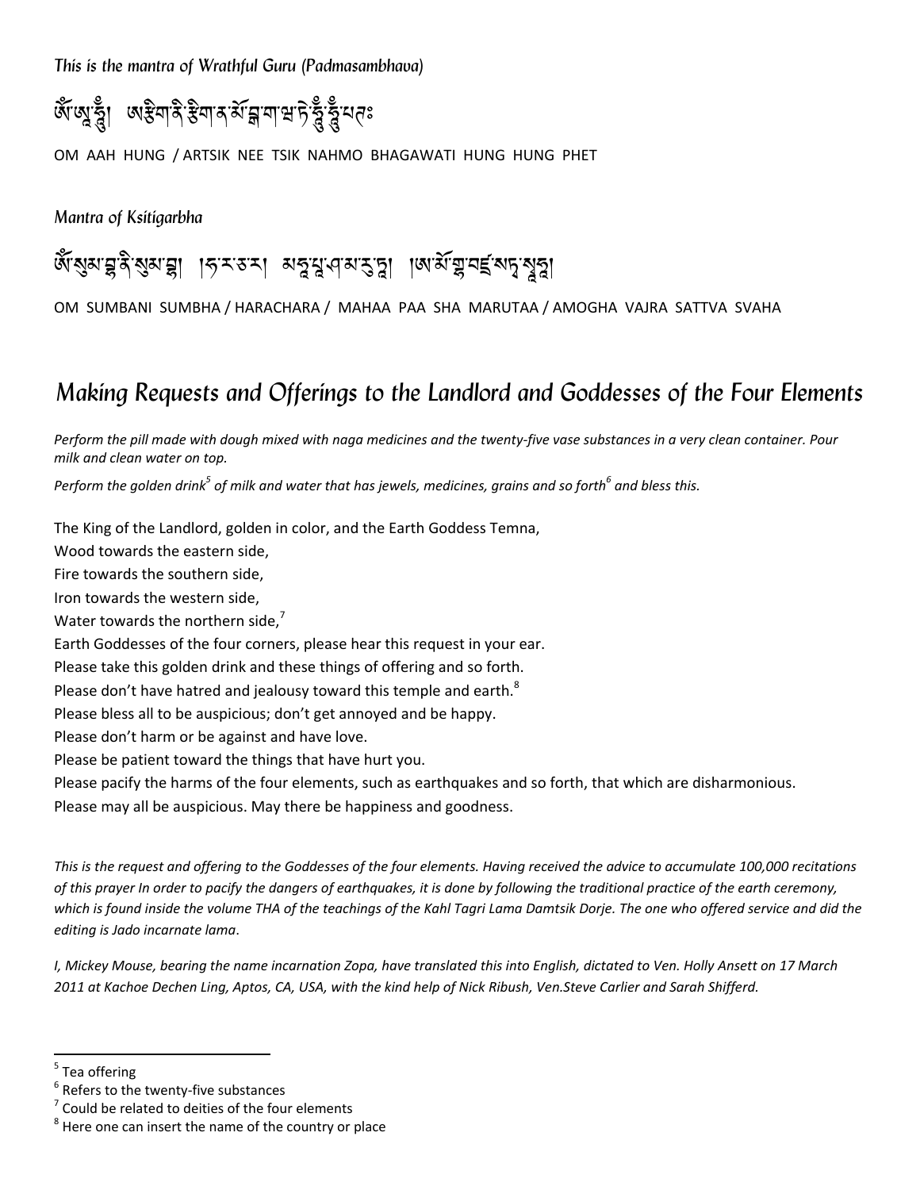*This is the mantra of Wrathful Guru (Padmasambhava)*

ཨོཾ་ཨཱཿཧཱུྃ། ཨརྩིག་ནི་རྩིག་ན་མོ་བྷ་ག་ཝ་ཏེ་ཧཱུྃ་ཧཱུྃ་ཕཊ༔

OM AAH HUNG / ARTSIK NEE TSIK NAHMO BHAGAWATI HUNG HUNG PHET

*Mantra of Ksitigarbha*

ཨོཾ་སུམ་བྷ་ནི་སུམ་བྷ། །ཧ་ར་ཙ་ར། མ་ཧཱ་པཱ་ཤ་མ་རུ་ཏཱ། །ཨ་མོ་གྷ་བཛྲ་སཏྭ་སྭཱ་ཧཱ།

OM SUMBANI SUMBHA / HARACHARA / MAHAA PAA SHA MARUTAA / AMOGHA VAJRA SATTVA SVAHA

## Making Requests and Offerings to the Landlord and Goddesses of the Four Elements

*Perform the pill made with dough mixed with naga medicines and the twenty-five vase substances in a very clean container. Pour milk and clean water on top.*

*Perform the golden drink[5] of milk and water that has jewels, medicines, grains and so forth[6] and bless this.*

The King of the Landlord, golden in color, and the Earth Goddess Temna,
Wood towards the eastern side,
Fire towards the southern side,
Iron towards the western side,
Water towards the northern side,[7]
Earth Goddesses of the four corners, please hear this request in your ear.
Please take this golden drink and these things of offering and so forth.
Please don't have hatred and jealousy toward this temple and earth.[8]
Please bless all to be auspicious; don't get annoyed and be happy.
Please don't harm or be against and have love.
Please be patient toward the things that have hurt you.
Please pacify the harms of the four elements, such as earthquakes and so forth, that which are disharmonious.
Please may all be auspicious. May there be happiness and goodness.

*This is the request and offering to the Goddesses of the four elements. Having received the advice to accumulate 100,000 recitations of this prayer In order to pacify the dangers of earthquakes, it is done by following the traditional practice of the earth ceremony, which is found inside the volume THA of the teachings of the Kahl Tagri Lama Damtsik Dorje. The one who offered service and did the editing is Jado incarnate lama.*

*I, Mickey Mouse, bearing the name incarnation Zopa, have translated this into English, dictated to Ven. Holly Ansett on 17 March 2011 at Kachoe Dechen Ling, Aptos, CA, USA, with the kind help of Nick Ribush, Ven.Steve Carlier and Sarah Shifferd.*

---

[5] Tea offering
[6] Refers to the twenty-five substances
[7] Could be related to deities of the four elements
[8] Here one can insert the name of the country or place